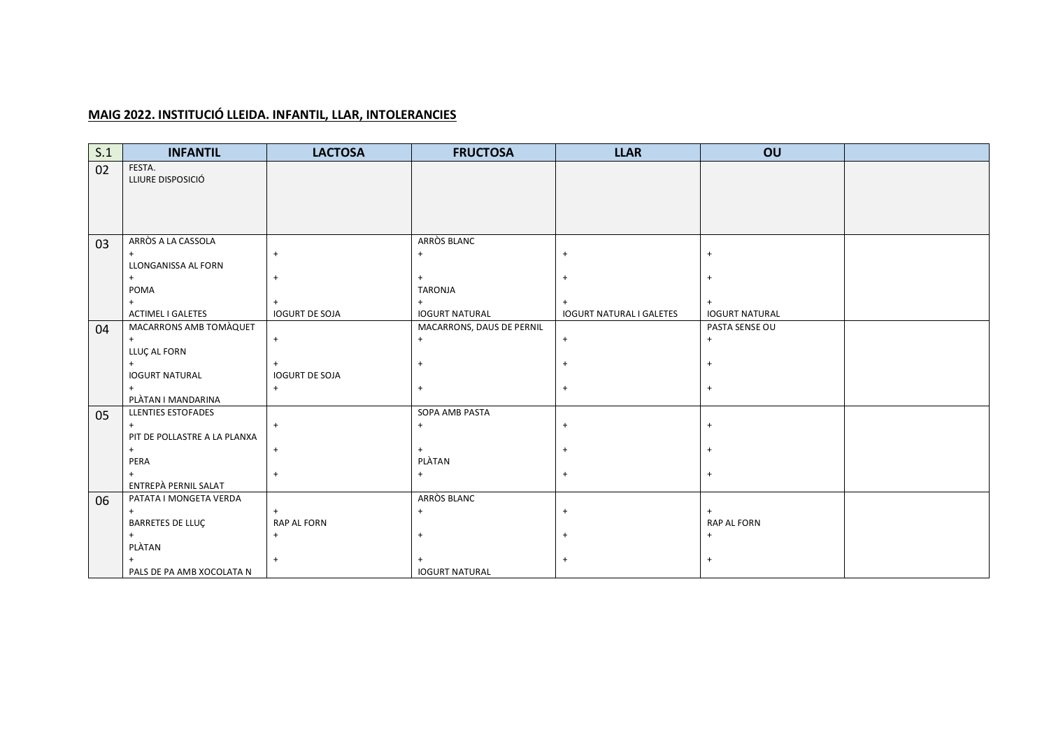**MAIG 2022. INSTITUCIÓ LLEIDA. INFANTIL, LLAR, INTOLERANCIES**

| S.1 | INFANTIL | LACTOSA | FRUCTOSA | LLAR | OU | |
|---|---|---|---|---|---|---|
| 02 | FESTA.<br>LLIURE DISPOSICIÓ | | | | | |
| 03 | ARRÒS A LA CASSOLA<br>+<br>LLONGANISSA AL FORN<br>+<br>POMA<br>+<br>ACTIMEL I GALETES | +<br>+<br>+<br>IOGURT DE SOJA | ARRÒS BLANC<br>+<br>+<br>TARONJA<br>+<br>IOGURT NATURAL | +<br>+<br>+<br>IOGURT NATURAL I GALETES | +<br>+<br>+<br>IOGURT NATURAL | |
| 04 | MACARRONS AMB TOMÀQUET<br>+<br>LLUÇ AL FORN<br>+<br>IOGURT NATURAL<br>+<br>PLÀTAN I MANDARINA | +<br>+<br>IOGURT DE SOJA<br>+ | MACARRONS, DAUS DE PERNIL<br>+<br>+<br>+ | +<br>+<br>+ | PASTA SENSE OU<br>+<br>+<br>+ | |
| 05 | LLENTIES ESTOFADES<br>+<br>PIT DE POLLASTRE A LA PLANXA<br>+<br>PERA<br>+<br>ENTREPÀ PERNIL SALAT | +<br>+<br>+ | SOPA AMB PASTA<br>+<br>+<br>PLÀTAN<br>+ | +<br>+<br>+ | +<br>+<br>+ | |
| 06 | PATATA I MONGETA VERDA<br>+<br>BARRETES DE LLUÇ<br>+<br>PLÀTAN<br>+<br>PALS DE PA AMB XOCOLATA N | +<br>RAP AL FORN<br>+<br>+ | ARRÒS BLANC<br>+<br>+<br>+<br>IOGURT NATURAL | +<br>+<br>+ | +<br>RAP AL FORN<br>+<br>+ | |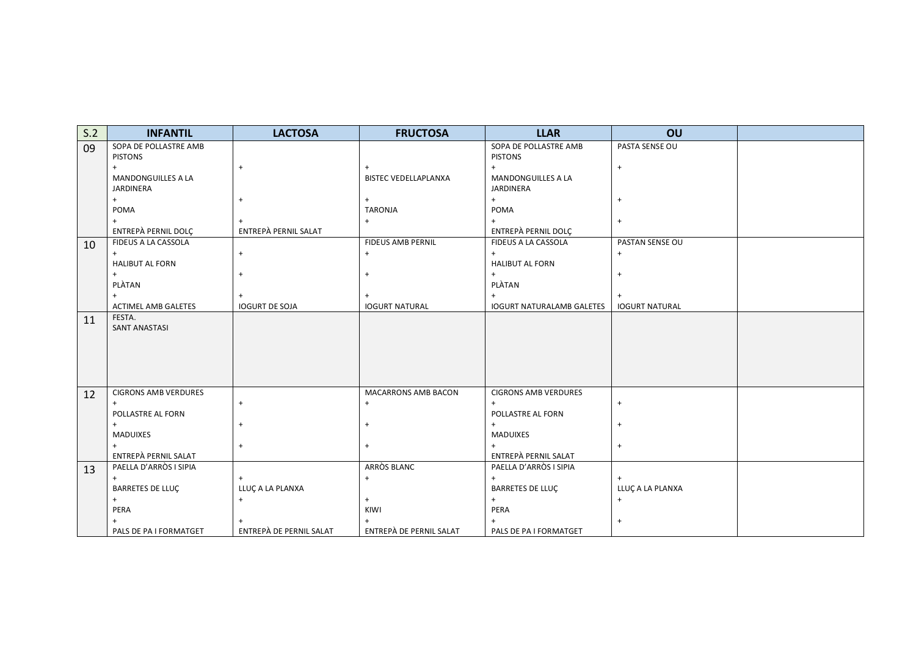| S.2 | INFANTIL | LACTOSA | FRUCTOSA | LLAR | OU | |
|---|---|---|---|---|---|---|
| 09 | SOPA DE POLLASTRE AMB PISTONS<br>+<br>MANDONGUILLES A LA JARDINERA<br>+<br>POMA<br>+<br>ENTREPÀ PERNIL DOLÇ | <br>+<br><br>+<br><br>+<br>ENTREPÀ PERNIL SALAT | <br>+<br>BISTEC VEDELLAPLANXA<br>+<br>TARONJA<br>+ | SOPA DE POLLASTRE AMB PISTONS<br>+<br>MANDONGUILLES A LA JARDINERA<br>+<br>POMA<br>+<br>ENTREPÀ PERNIL DOLÇ | PASTA SENSE OU<br>+<br><br>+<br><br>+ | |
| 10 | FIDEUS A LA CASSOLA<br>+<br>HALIBUT AL FORN<br>+<br>PLÀTAN<br>+<br>ACTIMEL AMB GALETES | <br>+<br><br>+<br><br>+<br>IOGURT DE SOJA | FIDEUS AMB PERNIL<br>+<br><br>+<br><br>+<br>IOGURT NATURAL | FIDEUS A LA CASSOLA<br>+<br>HALIBUT AL FORN<br>+<br>PLÀTAN<br>+<br>IOGURT NATURALAMB GALETES | PASTAN SENSE OU<br>+<br><br>+<br><br>+<br>IOGURT NATURAL | |
| 11 | FESTA.<br>SANT ANASTASI | | | | | |
| 12 | CIGRONS AMB VERDURES<br>+<br>POLLASTRE AL FORN<br>+<br>MADUIXES<br>+<br>ENTREPÀ PERNIL SALAT | <br>+<br><br>+<br><br>+ | MACARRONS AMB BACON<br>+<br><br>+<br><br>+ | CIGRONS AMB VERDURES<br>+<br>POLLASTRE AL FORN<br>+<br>MADUIXES<br>+<br>ENTREPÀ PERNIL SALAT | <br>+<br><br>+<br><br>+ | |
| 13 | PAELLA D'ARRÒS I SIPIA<br>+<br>BARRETES DE LLUÇ<br>+<br>PERA<br>+<br>PALS DE PA I FORMATGET | <br>+<br>LLUÇ A LA PLANXA<br>+<br><br>+<br>ENTREPÀ DE PERNIL SALAT | ARRÒS BLANC<br>+<br><br>+<br>KIWI<br>+<br>ENTREPÀ DE PERNIL SALAT | PAELLA D'ARRÒS I SIPIA<br>+<br>BARRETES DE LLUÇ<br>+<br>PERA<br>+<br>PALS DE PA I FORMATGET | <br>+<br>LLUÇ A LA PLANXA<br>+<br><br>+ | |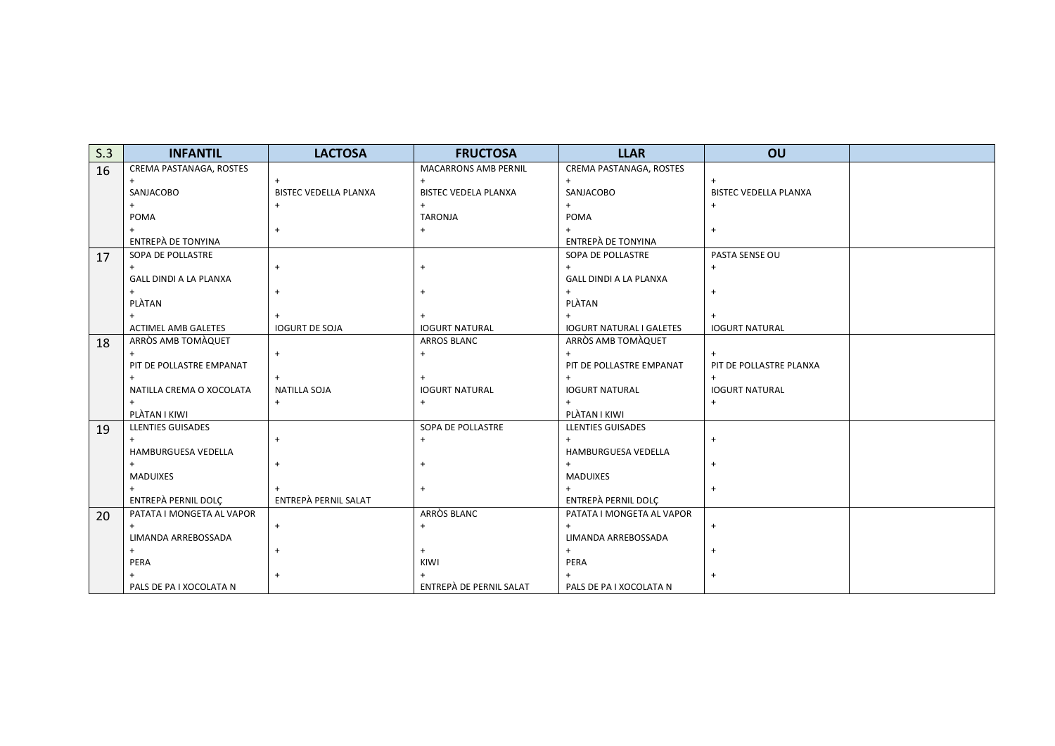| S.3 | INFANTIL | LACTOSA | FRUCTOSA | LLAR | OU | |
|---|---|---|---|---|---|---|
| 16 | CREMA PASTANAGA, ROSTES<br>+<br>SANJACOBO<br>+<br>POMA<br>+<br>ENTREPÀ DE TONYINA | <br>+<br>BISTEC VEDELLA PLANXA<br>+<br><br>+ | MACARRONS AMB PERNIL<br>+<br>BISTEC VEDELA PLANXA<br>+<br>TARONJA<br>+ | CREMA PASTANAGA, ROSTES<br>+<br>SANJACOBO<br>+<br>POMA<br>+<br>ENTREPÀ DE TONYINA | <br>+<br>BISTEC VEDELLA PLANXA<br>+<br><br>+ | |
| 17 | SOPA DE POLLASTRE<br>+<br>GALL DINDI A LA PLANXA<br>+<br>PLÀTAN<br>+<br>ACTIMEL AMB GALETES | <br>+<br><br>+<br><br>+<br>IOGURT DE SOJA | <br>+<br><br>+<br><br>+<br>IOGURT NATURAL | SOPA DE POLLASTRE<br>+<br>GALL DINDI A LA PLANXA<br>+<br>PLÀTAN<br>+<br>IOGURT NATURAL I GALETES | PASTA SENSE OU<br>+<br><br>+<br><br>+<br>IOGURT NATURAL | |
| 18 | ARRÒS AMB TOMÀQUET<br>+<br>PIT DE POLLASTRE EMPANAT<br>+<br>NATILLA CREMA O XOCOLATA<br>+<br>PLÀTAN I KIWI | <br>+<br><br>+<br>NATILLA SOJA<br>+ | ARROS BLANC<br>+<br><br>+<br>IOGURT NATURAL<br>+ | ARRÒS AMB TOMÀQUET<br>+<br>PIT DE POLLASTRE EMPANAT<br>+<br>IOGURT NATURAL<br>+<br>PLÀTAN I KIWI | <br>+<br>PIT DE POLLASTRE PLANXA<br>+<br>IOGURT NATURAL<br>+ | |
| 19 | LLENTIES GUISADES<br>+<br>HAMBURGUESA VEDELLA<br>+<br>MADUIXES<br>+<br>ENTREPÀ PERNIL DOLÇ | <br>+<br><br>+<br><br>+<br>ENTREPÀ PERNIL SALAT | SOPA DE POLLASTRE<br>+<br><br>+<br><br>+ | LLENTIES GUISADES<br>+<br>HAMBURGUESA VEDELLA<br>+<br>MADUIXES<br>+<br>ENTREPÀ PERNIL DOLÇ | <br>+<br><br>+<br><br>+ | |
| 20 | PATATA I MONGETA AL VAPOR<br>+<br>LIMANDA ARREBOSSADA<br>+<br>PERA<br>+<br>PALS DE PA I XOCOLATA N | <br>+<br><br>+<br><br>+ | ARRÒS BLANC<br>+<br><br>+<br>KIWI<br>+<br>ENTREPÀ DE PERNIL SALAT | PATATA I MONGETA AL VAPOR<br>+<br>LIMANDA ARREBOSSADA<br>+<br>PERA<br>+<br>PALS DE PA I XOCOLATA N | <br>+<br><br>+<br><br>+ | |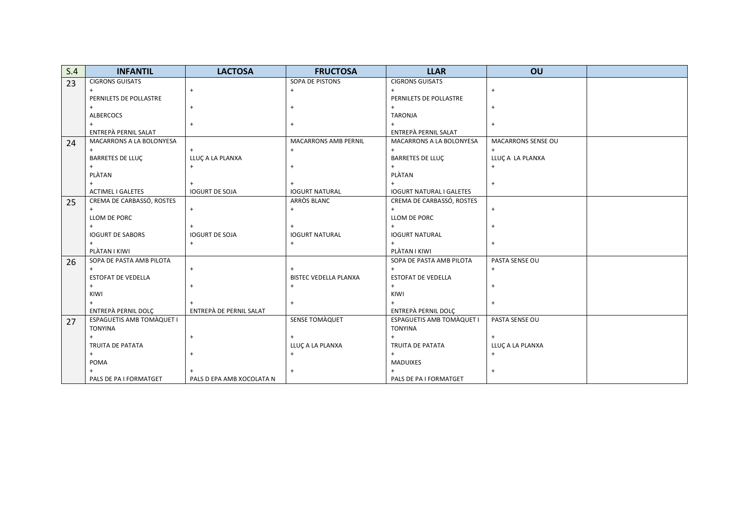| S.4 | INFANTIL | LACTOSA | FRUCTOSA | LLAR | OU | |
|---|---|---|---|---|---|---|
| 23 | CIGRONS GUISATS<br>+<br>PERNILETS DE POLLASTRE<br>+<br>ALBERCOCS<br>+<br>ENTREPÀ PERNIL SALAT | <br>+<br><br>+<br><br>+ | SOPA DE PISTONS<br>+<br><br>+<br><br>+ | CIGRONS GUISATS<br>+<br>PERNILETS DE POLLASTRE<br>+<br>TARONJA<br>+<br>ENTREPÀ PERNIL SALAT | <br>+<br><br>+<br><br>+ | |
| 24 | MACARRONS A LA BOLONYESA<br>+<br>BARRETES DE LLUÇ<br>+<br>PLÀTAN<br>+<br>ACTIMEL I GALETES | <br>+<br>LLUÇ A LA PLANXA<br>+<br><br>+<br>IOGURT DE SOJA | MACARRONS AMB PERNIL<br>+<br><br>+<br><br>+<br>IOGURT NATURAL | MACARRONS A LA BOLONYESA<br>+<br>BARRETES DE LLUÇ<br>+<br>PLÀTAN<br>+<br>IOGURT NATURAL I GALETES | MACARRONS SENSE OU<br>+<br>LLUÇ A LA PLANXA<br>+<br><br>+ | |
| 25 | CREMA DE CARBASSÓ, ROSTES<br>+<br>LLOM DE PORC<br>+<br>IOGURT DE SABORS<br>+<br>PLÀTAN I KIWI | <br>+<br><br>+<br>IOGURT DE SOJA<br>+ | ARRÒS BLANC<br>+<br><br>+<br>IOGURT NATURAL<br>+ | CREMA DE CARBASSÓ, ROSTES<br>+<br>LLOM DE PORC<br>+<br>IOGURT NATURAL<br>+<br>PLÀTAN I KIWI | <br>+<br><br>+<br><br>+ | |
| 26 | SOPA DE PASTA AMB PILOTA<br>+<br>ESTOFAT DE VEDELLA<br>+<br>KIWI<br>+<br>ENTREPÀ PERNIL DOLÇ | <br>+<br><br>+<br><br>+<br>ENTREPÀ DE PERNIL SALAT | <br>+<br>BISTEC VEDELLA PLANXA<br>+<br><br>+ | SOPA DE PASTA AMB PILOTA<br>+<br>ESTOFAT DE VEDELLA<br>+<br>KIWI<br>+<br>ENTREPÀ PERNIL DOLÇ | PASTA SENSE OU<br>+<br><br>+<br><br>+ | |
| 27 | ESPAGUETIS AMB TOMÀQUET I TONYINA<br>+<br>TRUITA DE PATATA<br>+<br>POMA<br>+<br>PALS DE PA I FORMATGET | <br>+<br><br>+<br><br>+<br>PALS D EPA AMB XOCOLATA N | SENSE TOMÀQUET<br>+<br>LLUÇ A LA PLANXA<br>+<br><br>+ | ESPAGUETIS AMB TOMÀQUET I TONYINA<br>+<br>TRUITA DE PATATA<br>+<br>MADUIXES<br>+<br>PALS DE PA I FORMATGET | PASTA SENSE OU<br>+<br>LLUÇ A LA PLANXA<br>+<br><br>+ | |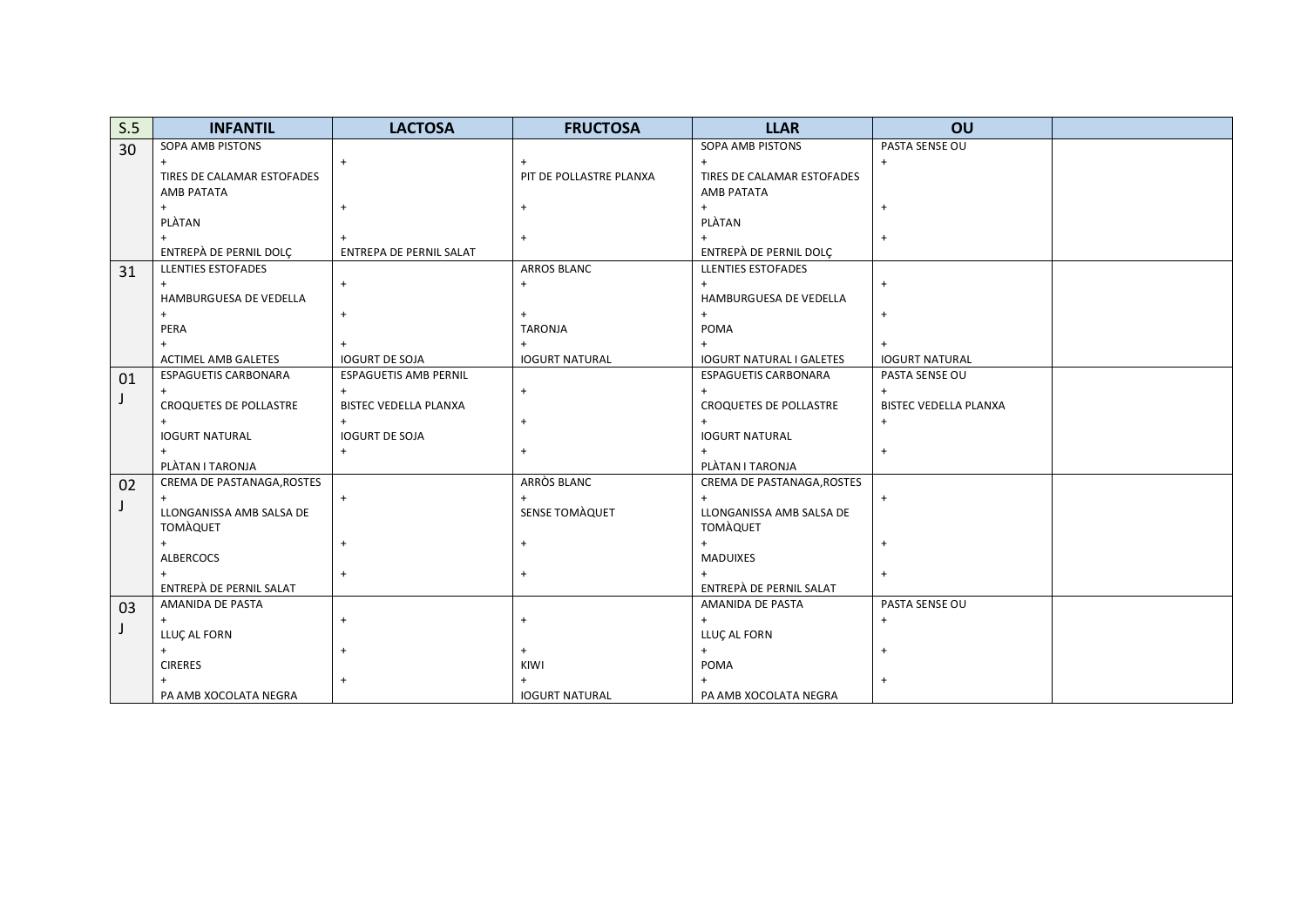| S.5 | INFANTIL | LACTOSA | FRUCTOSA | LLAR | OU | |
|---|---|---|---|---|---|---|
| 30 | SOPA AMB PISTONS<br>+<br>TIRES DE CALAMAR ESTOFADES AMB PATATA<br>+<br>PLÀTAN<br>+<br>ENTREPÀ DE PERNIL DOLÇ | <br>+<br><br>+<br><br>+<br>ENTREPA DE PERNIL SALAT | <br>+<br>PIT DE POLLASTRE PLANXA<br>+<br><br>+ | SOPA AMB PISTONS<br>+<br>TIRES DE CALAMAR ESTOFADES AMB PATATA<br>+<br>PLÀTAN<br>+<br>ENTREPÀ DE PERNIL DOLÇ | PASTA SENSE OU<br>+<br><br>+<br><br>+ | |
| 31 | LLENTIES ESTOFADES<br>+<br>HAMBURGUESA DE VEDELLA<br>+<br>PERA<br>+<br>ACTIMEL AMB GALETES | <br>+<br><br>+<br><br>+<br>IOGURT DE SOJA | ARROS BLANC<br>+<br><br>+<br>TARONJA<br>+<br>IOGURT NATURAL | LLENTIES ESTOFADES<br>+<br>HAMBURGUESA DE VEDELLA<br>+<br>POMA<br>+<br>IOGURT NATURAL I GALETES | <br>+<br><br>+<br><br>+<br>IOGURT NATURAL | |
| 01 J | ESPAGUETIS CARBONARA<br>+<br>CROQUETES DE POLLASTRE<br>+<br>IOGURT NATURAL<br>+<br>PLÀTAN I TARONJA | ESPAGUETIS AMB PERNIL<br>+<br>BISTEC VEDELLA PLANXA<br>+<br>IOGURT DE SOJA<br>+ | <br>+<br><br>+<br><br>+ | ESPAGUETIS CARBONARA<br>+<br>CROQUETES DE POLLASTRE<br>+<br>IOGURT NATURAL<br>+<br>PLÀTAN I TARONJA | PASTA SENSE OU<br>+<br>BISTEC VEDELLA PLANXA<br>+<br><br>+ | |
| 02 J | CREMA DE PASTANAGA,ROSTES<br>+<br>LLONGANISSA AMB SALSA DE TOMÀQUET<br>+<br>ALBERCOCS<br>+<br>ENTREPÀ DE PERNIL SALAT | <br>+<br><br>+<br><br>+ | ARRÒS BLANC<br>+<br>SENSE TOMÀQUET<br>+<br><br>+ | CREMA DE PASTANAGA,ROSTES<br>+<br>LLONGANISSA AMB SALSA DE TOMÀQUET<br>+<br>MADUIXES<br>+<br>ENTREPÀ DE PERNIL SALAT | <br>+<br><br>+<br><br>+ | |
| 03 J | AMANIDA DE PASTA<br>+<br>LLUÇ AL FORN<br>+<br>CIRERES<br>+<br>PA AMB XOCOLATA NEGRA | <br>+<br><br>+<br><br>+ | <br>+<br><br>+<br>KIWI<br>+<br>IOGURT NATURAL | AMANIDA DE PASTA<br>+<br>LLUÇ AL FORN<br>+<br>POMA<br>+<br>PA AMB XOCOLATA NEGRA | PASTA SENSE OU<br>+<br><br>+<br><br>+ | |